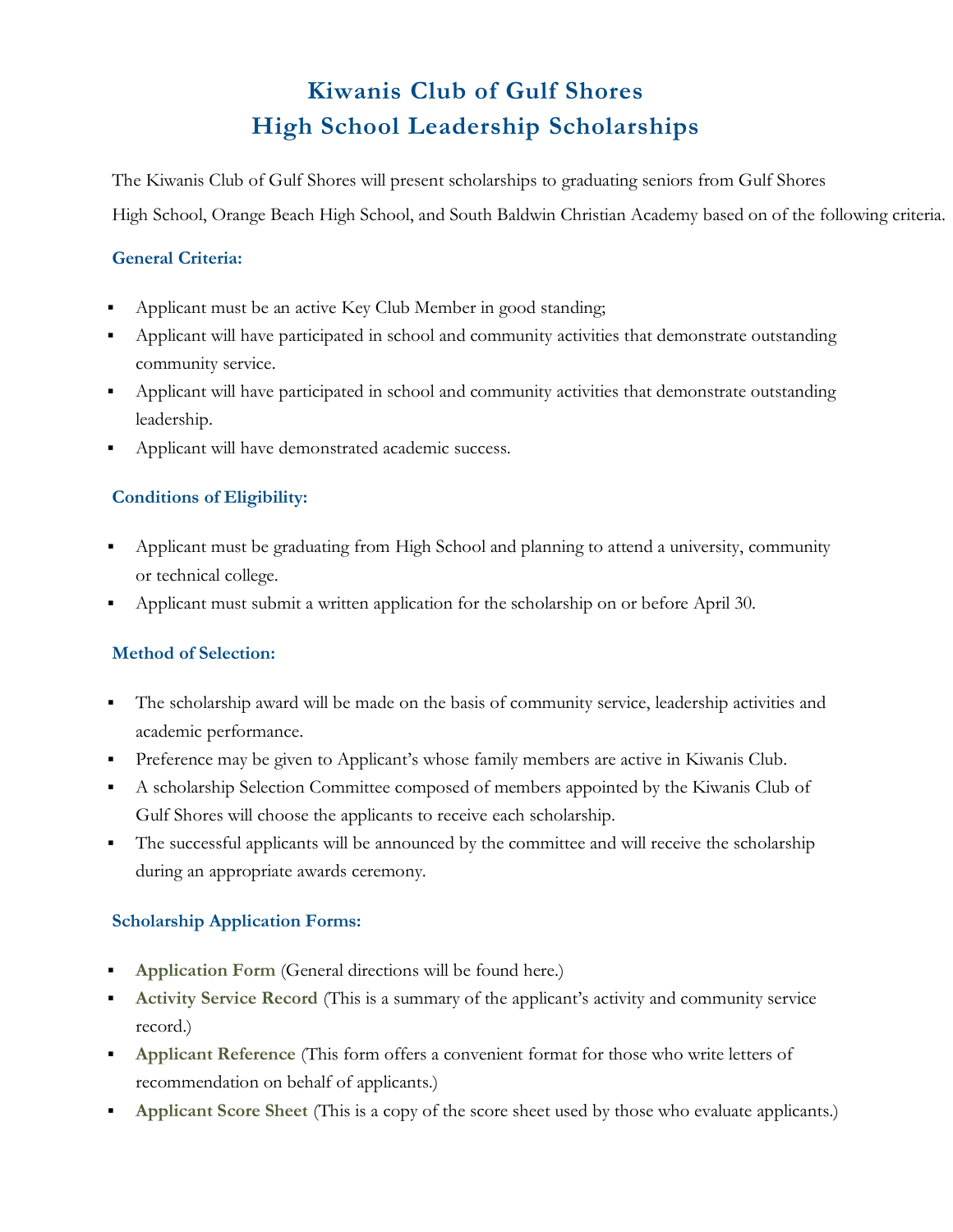# Kiwanis Club of Gulf Shores
# High School Leadership Scholarships

The Kiwanis Club of Gulf Shores will present scholarships to graduating seniors from Gulf Shores High School, Orange Beach High School, and South Baldwin Christian Academy based on of the following criteria.

### General Criteria:

- Applicant must be an active Key Club Member in good standing;
- Applicant will have participated in school and community activities that demonstrate outstanding community service.
- Applicant will have participated in school and community activities that demonstrate outstanding leadership.
- Applicant will have demonstrated academic success.

### Conditions of Eligibility:

- Applicant must be graduating from High School and planning to attend a university, community or technical college.
- Applicant must submit a written application for the scholarship on or before April 30.

### Method of Selection:

- The scholarship award will be made on the basis of community service, leadership activities and academic performance.
- Preference may be given to Applicant's whose family members are active in Kiwanis Club.
- A scholarship Selection Committee composed of members appointed by the Kiwanis Club of Gulf Shores will choose the applicants to receive each scholarship.
- The successful applicants will be announced by the committee and will receive the scholarship during an appropriate awards ceremony.

### Scholarship Application Forms:

- **Application Form** (General directions will be found here.)
- **Activity Service Record** (This is a summary of the applicant's activity and community service record.)
- **Applicant Reference** (This form offers a convenient format for those who write letters of recommendation on behalf of applicants.)
- **Applicant Score Sheet** (This is a copy of the score sheet used by those who evaluate applicants.)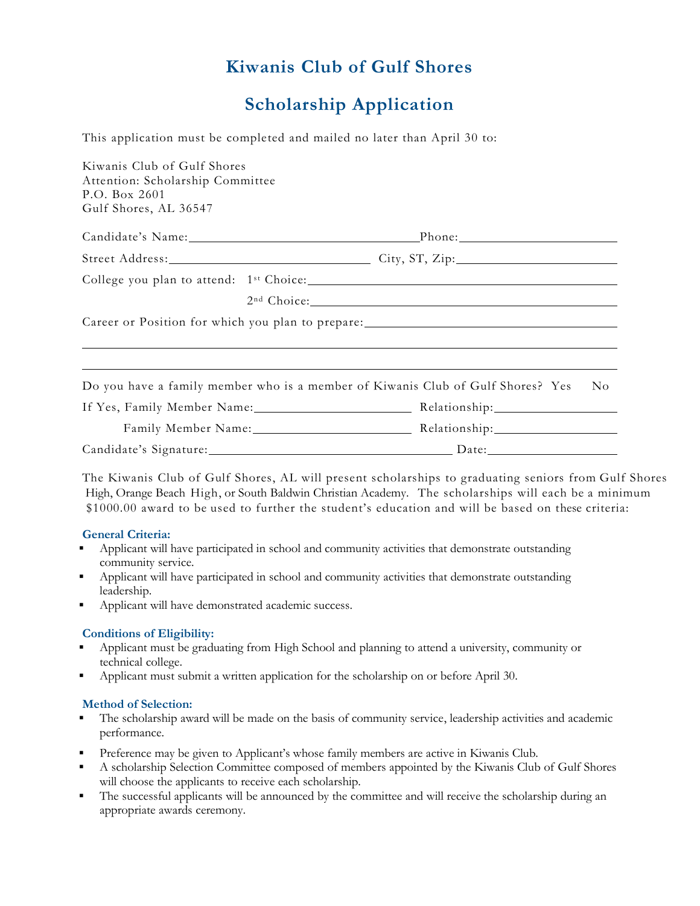# Kiwanis Club of Gulf Shores

## Scholarship Application

This application must be completed and mailed no later than April 30 to:

Kiwanis Club of Gulf Shores
Attention: Scholarship Committee
P.O. Box 2601
Gulf Shores, AL 36547

Candidate's Name:________________________________ Phone:____________________

Street Address:____________________________ City, ST, Zip:____________________

College you plan to attend: 1st Choice:________________________________________

2nd Choice:________________________________________

Career or Position for which you plan to prepare:_______________________________

_____________________________________________________________________________

_____________________________________________________________________________

Do you have a family member who is a member of Kiwanis Club of Gulf Shores? Yes No

If Yes, Family Member Name:______________________ Relationship:________________

Family Member Name:______________________ Relationship:________________

Candidate's Signature:________________________________ Date:________________

The Kiwanis Club of Gulf Shores, AL will present scholarships to graduating seniors from Gulf Shores High, Orange Beach High, or South Baldwin Christian Academy. The scholarships will each be a minimum $1000.00 award to be used to further the student's education and will be based on these criteria:

### General Criteria:

- Applicant will have participated in school and community activities that demonstrate outstanding community service.
- Applicant will have participated in school and community activities that demonstrate outstanding leadership.
- Applicant will have demonstrated academic success.

### Conditions of Eligibility:

- Applicant must be graduating from High School and planning to attend a university, community or technical college.
- Applicant must submit a written application for the scholarship on or before April 30.

### Method of Selection:

- The scholarship award will be made on the basis of community service, leadership activities and academic performance.
- Preference may be given to Applicant's whose family members are active in Kiwanis Club.
- A scholarship Selection Committee composed of members appointed by the Kiwanis Club of Gulf Shores will choose the applicants to receive each scholarship.
- The successful applicants will be announced by the committee and will receive the scholarship during an appropriate awards ceremony.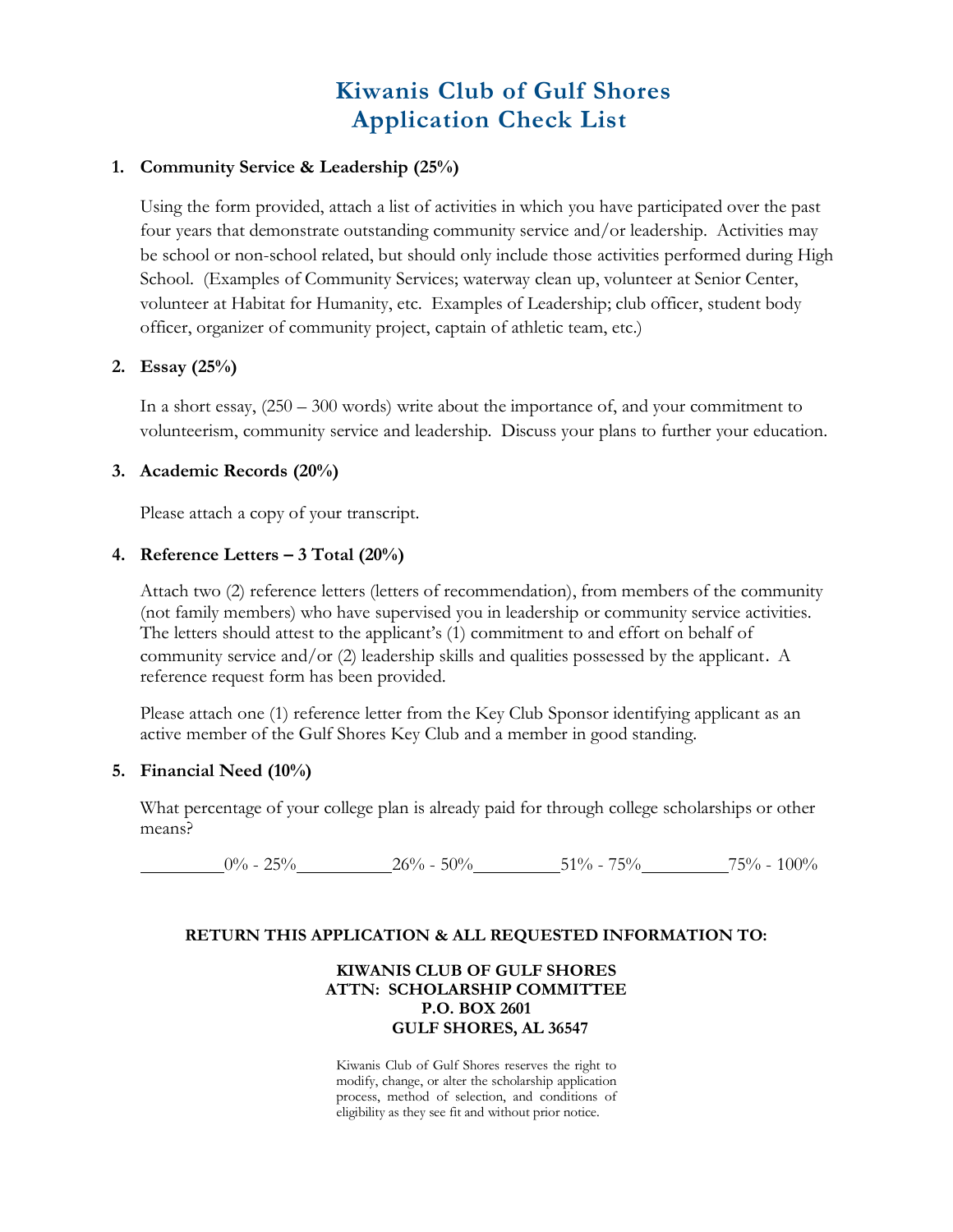# Kiwanis Club of Gulf Shores
# Application Check List

**1. Community Service & Leadership (25%)**

Using the form provided, attach a list of activities in which you have participated over the past four years that demonstrate outstanding community service and/or leadership. Activities may be school or non-school related, but should only include those activities performed during High School. (Examples of Community Services; waterway clean up, volunteer at Senior Center, volunteer at Habitat for Humanity, etc. Examples of Leadership; club officer, student body officer, organizer of community project, captain of athletic team, etc.)

**2. Essay (25%)**

In a short essay, (250 – 300 words) write about the importance of, and your commitment to volunteerism, community service and leadership. Discuss your plans to further your education.

**3. Academic Records (20%)**

Please attach a copy of your transcript.

**4. Reference Letters – 3 Total (20%)**

Attach two (2) reference letters (letters of recommendation), from members of the community (not family members) who have supervised you in leadership or community service activities. The letters should attest to the applicant's (1) commitment to and effort on behalf of community service and/or (2) leadership skills and qualities possessed by the applicant. A reference request form has been provided.

Please attach one (1) reference letter from the Key Club Sponsor identifying applicant as an active member of the Gulf Shores Key Club and a member in good standing.

**5. Financial Need (10%)**

What percentage of your college plan is already paid for through college scholarships or other means?

\_\_\_\_\_\_\_\_\_ 0% - 25% \_\_\_\_\_\_\_\_\_\_ 26% - 50% \_\_\_\_\_\_\_\_\_ 51% - 75% \_\_\_\_\_\_\_\_\_ 75% - 100%

**RETURN THIS APPLICATION & ALL REQUESTED INFORMATION TO:**

**KIWANIS CLUB OF GULF SHORES**
**ATTN: SCHOLARSHIP COMMITTEE**
**P.O. BOX 2601**
**GULF SHORES, AL 36547**

Kiwanis Club of Gulf Shores reserves the right to modify, change, or alter the scholarship application process, method of selection, and conditions of eligibility as they see fit and without prior notice.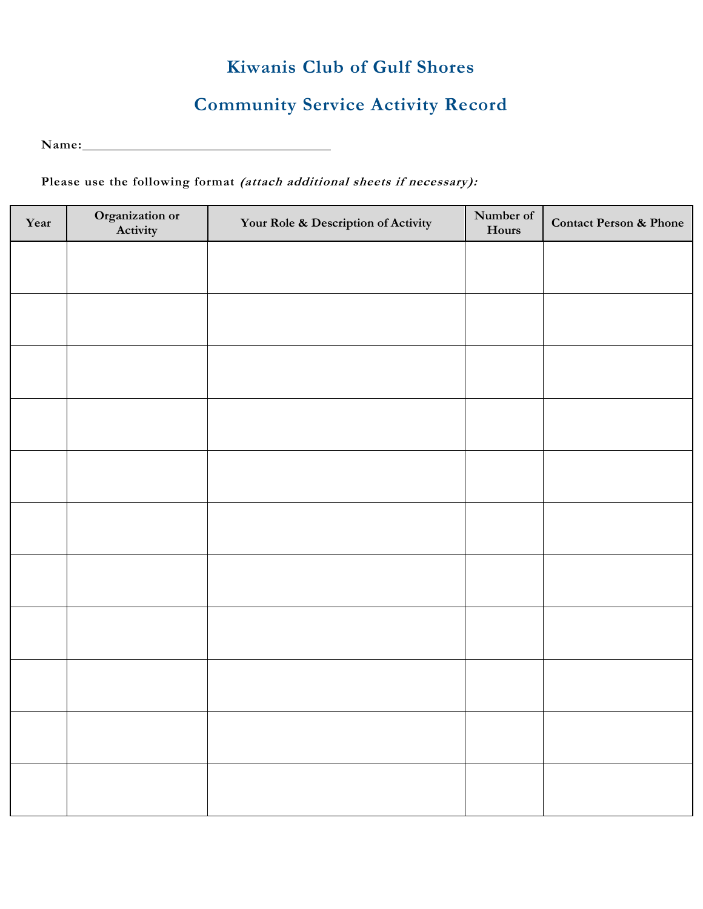# Kiwanis Club of Gulf Shores

## Community Service Activity Record

**Name:**\_\_\_\_\_\_\_\_\_\_\_\_\_\_\_\_\_\_\_\_\_\_\_\_\_\_\_\_\_\_\_\_\_\_\_\_

**Please use the following format *(attach additional sheets if necessary):***

| Year | Organization or Activity | Your Role & Description of Activity | Number of Hours | Contact Person & Phone |
|---|---|---|---|---|
| | | | | |
| | | | | |
| | | | | |
| | | | | |
| | | | | |
| | | | | |
| | | | | |
| | | | | |
| | | | | |
| | | | | |
| | | | | |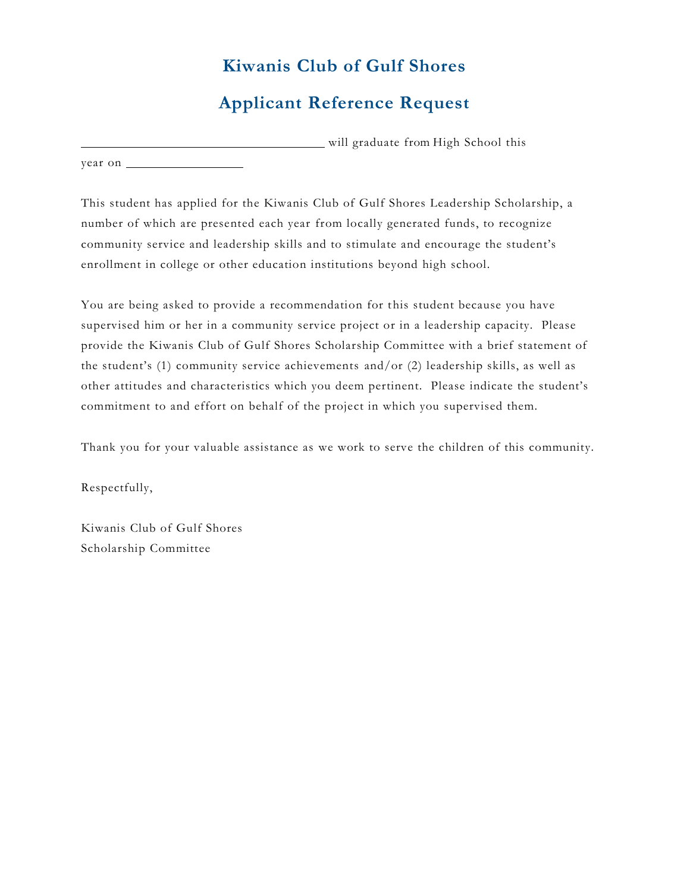# Kiwanis Club of Gulf Shores

## Applicant Reference Request

\_\_\_\_\_\_\_\_\_\_\_\_\_\_\_\_\_\_\_\_\_\_\_\_\_\_\_\_\_\_\_\_\_\_\_\_\_\_\_\_ will graduate from High School this year on \_\_\_\_\_\_\_\_\_\_\_\_\_\_\_\_\_\_\_\_

This student has applied for the Kiwanis Club of Gulf Shores Leadership Scholarship, a number of which are presented each year from locally generated funds, to recognize community service and leadership skills and to stimulate and encourage the student's enrollment in college or other education institutions beyond high school.

You are being asked to provide a recommendation for this student because you have supervised him or her in a community service project or in a leadership capacity. Please provide the Kiwanis Club of Gulf Shores Scholarship Committee with a brief statement of the student's (1) community service achievements and/or (2) leadership skills, as well as other attitudes and characteristics which you deem pertinent. Please indicate the student's commitment to and effort on behalf of the project in which you supervised them.

Thank you for your valuable assistance as we work to serve the children of this community.

Respectfully,

Kiwanis Club of Gulf Shores
Scholarship Committee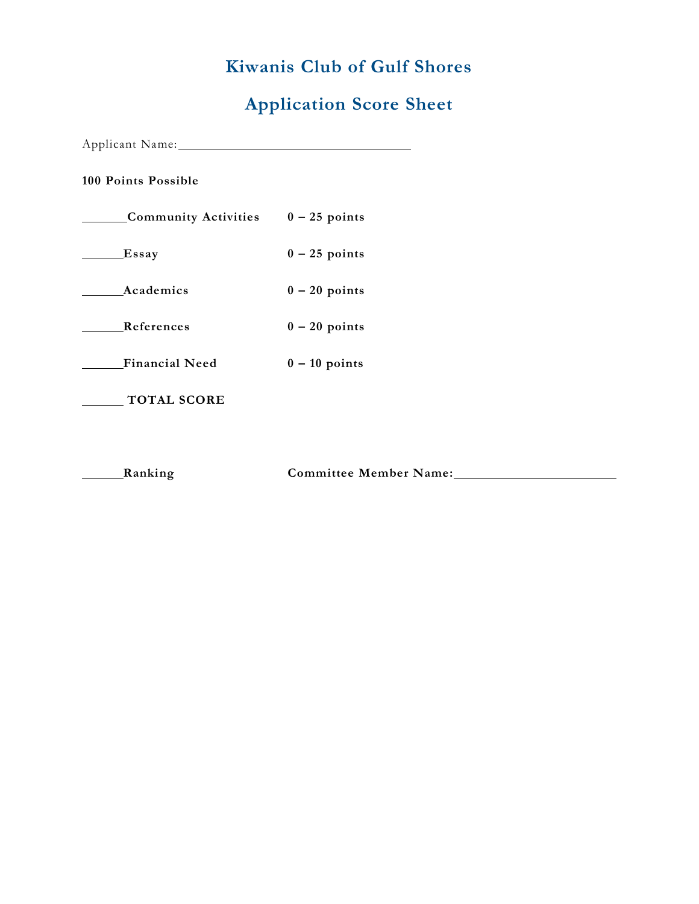# Kiwanis Club of Gulf Shores

## Application Score Sheet

Applicant Name:\_\_\_\_\_\_\_\_\_\_\_\_\_\_\_\_\_\_\_\_\_\_\_\_\_\_\_\_\_\_\_\_\_\_\_\_

**100 Points Possible**

| | | |
|---|---|---|
| \_\_\_\_\_\_ | **Community Activities** | **0 – 25 points** |
| \_\_\_\_\_\_ | **Essay** | **0 – 25 points** |
| \_\_\_\_\_\_ | **Academics** | **0 – 20 points** |
| \_\_\_\_\_\_ | **References** | **0 – 20 points** |
| \_\_\_\_\_\_ | **Financial Need** | **0 – 10 points** |
| \_\_\_\_\_\_ | **TOTAL SCORE** | |

\_\_\_\_\_\_**Ranking** **Committee Member Name:**\_\_\_\_\_\_\_\_\_\_\_\_\_\_\_\_\_\_\_\_\_\_\_\_\_